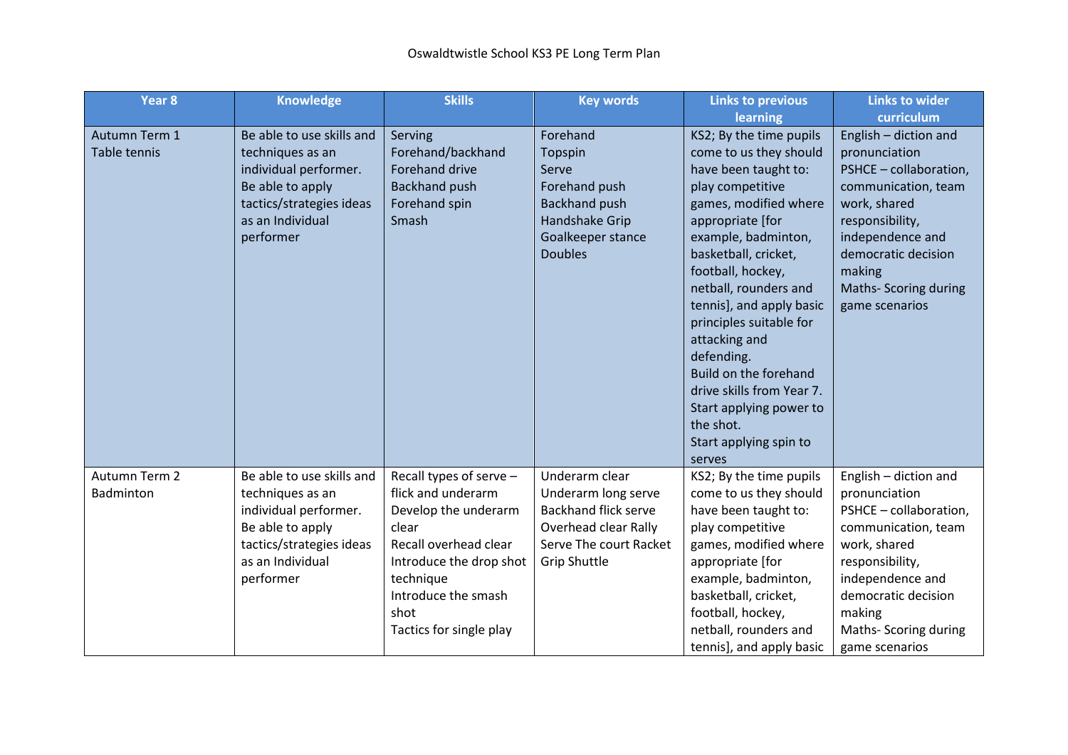Oswaldtwistle School KS3 PE Long Term Plan

| Year 8 | Knowledge | Skills | Key words | Links to previous learning | Links to wider curriculum |
| --- | --- | --- | --- | --- | --- |
| Autumn Term 1<br>Table tennis | Be able to use skills and techniques as an individual performer.<br>Be able to apply tactics/strategies ideas as an Individual performer | Serving<br>Forehand/backhand<br>Forehand drive<br>Backhand push<br>Forehand spin<br>Smash | Forehand<br>Topspin<br>Serve<br>Forehand push<br>Backhand push<br>Handshake Grip<br>Goalkeeper stance<br>Doubles | KS2; By the time pupils come to us they should have been taught to: play competitive games, modified where appropriate [for example, badminton, basketball, cricket, football, hockey, netball, rounders and tennis], and apply basic principles suitable for attacking and defending.<br>Build on the forehand drive skills from Year 7.<br>Start applying power to the shot.<br>Start applying spin to serves | English – diction and pronunciation<br>PSHCE – collaboration, communication, team work, shared responsibility, independence and democratic decision making<br>Maths- Scoring during game scenarios |
| Autumn Term 2<br>Badminton | Be able to use skills and techniques as an individual performer.<br>Be able to apply tactics/strategies ideas as an Individual performer | Recall types of serve – flick and underarm<br>Develop the underarm clear<br>Recall overhead clear<br>Introduce the drop shot technique<br>Introduce the smash shot<br>Tactics for single play | Underarm clear<br>Underarm long serve<br>Backhand flick serve<br>Overhead clear Rally<br>Serve The court Racket<br>Grip Shuttle | KS2; By the time pupils come to us they should have been taught to: play competitive games, modified where appropriate [for example, badminton, basketball, cricket, football, hockey, netball, rounders and tennis], and apply basic | English – diction and pronunciation<br>PSHCE – collaboration, communication, team work, shared responsibility, independence and democratic decision making<br>Maths- Scoring during game scenarios |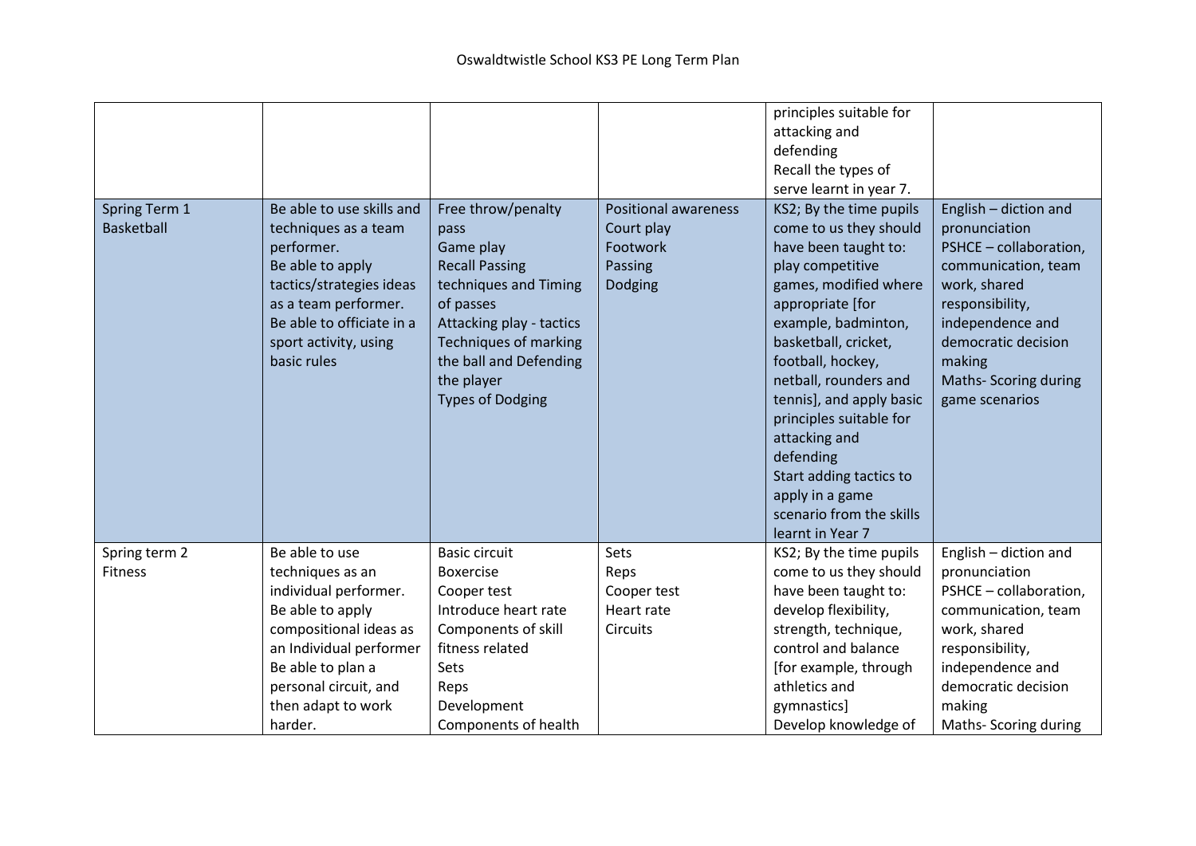# Oswaldtwistle School KS3 PE Long Term Plan

| | | | | | |
|---|---|---|---|---|---|
| | | | | principles suitable for attacking and defending<br>Recall the types of serve learnt in year 7. | |
| Spring Term 1<br>Basketball | Be able to use skills and techniques as a team performer.<br>Be able to apply tactics/strategies ideas as a team performer.<br>Be able to officiate in a sport activity, using basic rules | Free throw/penalty pass<br>Game play<br>Recall Passing techniques and Timing of passes<br>Attacking play - tactics<br>Techniques of marking the ball and Defending the player<br>Types of Dodging | Positional awareness<br>Court play<br>Footwork<br>Passing<br>Dodging | KS2; By the time pupils come to us they should have been taught to: play competitive games, modified where appropriate [for example, badminton, basketball, cricket, football, hockey, netball, rounders and tennis], and apply basic principles suitable for attacking and defending<br>Start adding tactics to apply in a game scenario from the skills learnt in Year 7 | English – diction and pronunciation<br>PSHCE – collaboration, communication, team work, shared responsibility, independence and democratic decision making<br>Maths- Scoring during game scenarios |
| Spring term 2<br>Fitness | Be able to use techniques as an individual performer.<br>Be able to apply compositional ideas as an Individual performer<br>Be able to plan a personal circuit, and then adapt to work harder. | Basic circuit<br>Boxercise<br>Cooper test<br>Introduce heart rate<br>Components of skill fitness related<br>Sets<br>Reps<br>Development<br>Components of health | Sets<br>Reps<br>Cooper test<br>Heart rate<br>Circuits | KS2; By the time pupils come to us they should have been taught to: develop flexibility, strength, technique, control and balance [for example, through athletics and gymnastics]<br>Develop knowledge of | English – diction and pronunciation<br>PSHCE – collaboration, communication, team work, shared responsibility, independence and democratic decision making<br>Maths- Scoring during |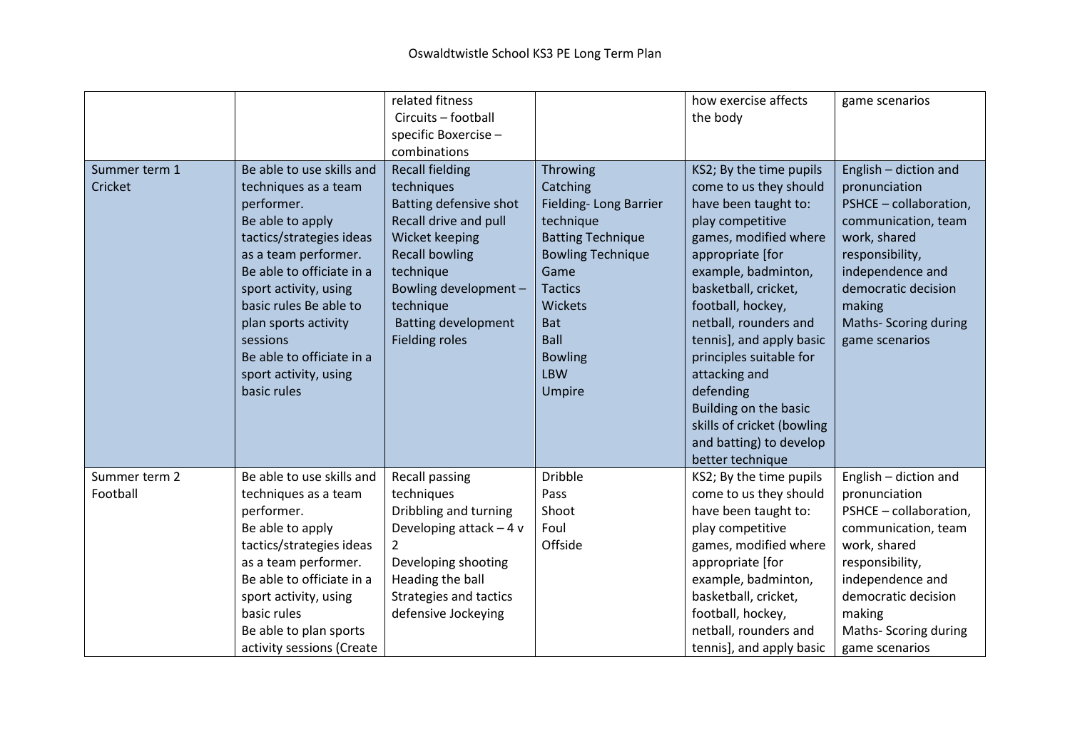# Oswaldtwistle School KS3 PE Long Term Plan

| | | | | | |
|---|---|---|---|---|---|
| | | related fitness<br>Circuits – football specific Boxercise – combinations | | how exercise affects the body | game scenarios |
| Summer term 1<br>Cricket | Be able to use skills and techniques as a team performer.<br>Be able to apply tactics/strategies ideas as a team performer.<br>Be able to officiate in a sport activity, using basic rules Be able to plan sports activity sessions<br>Be able to officiate in a sport activity, using basic rules | Recall fielding techniques<br>Batting defensive shot<br>Recall drive and pull<br>Wicket keeping<br>Recall bowling technique<br>Bowling development – technique<br>Batting development<br>Fielding roles | Throwing<br>Catching<br>Fielding- Long Barrier technique<br>Batting Technique<br>Bowling Technique<br>Game<br>Tactics<br>Wickets<br>Bat<br>Ball<br>Bowling<br>LBW<br>Umpire | KS2; By the time pupils come to us they should have been taught to: play competitive games, modified where appropriate [for example, badminton, basketball, cricket, football, hockey, netball, rounders and tennis], and apply basic principles suitable for attacking and defending<br>Building on the basic skills of cricket (bowling and batting) to develop better technique | English – diction and pronunciation<br>PSHCE – collaboration, communication, team work, shared responsibility, independence and democratic decision making<br>Maths- Scoring during game scenarios |
| Summer term 2<br>Football | Be able to use skills and techniques as a team performer.<br>Be able to apply tactics/strategies ideas as a team performer.<br>Be able to officiate in a sport activity, using basic rules<br>Be able to plan sports activity sessions (Create | Recall passing techniques<br>Dribbling and turning<br>Developing attack – 4 v 2<br>Developing shooting<br>Heading the ball<br>Strategies and tactics defensive Jockeying | Dribble<br>Pass<br>Shoot<br>Foul<br>Offside | KS2; By the time pupils come to us they should have been taught to: play competitive games, modified where appropriate [for example, badminton, basketball, cricket, football, hockey, netball, rounders and tennis], and apply basic | English – diction and pronunciation<br>PSHCE – collaboration, communication, team work, shared responsibility, independence and democratic decision making<br>Maths- Scoring during game scenarios |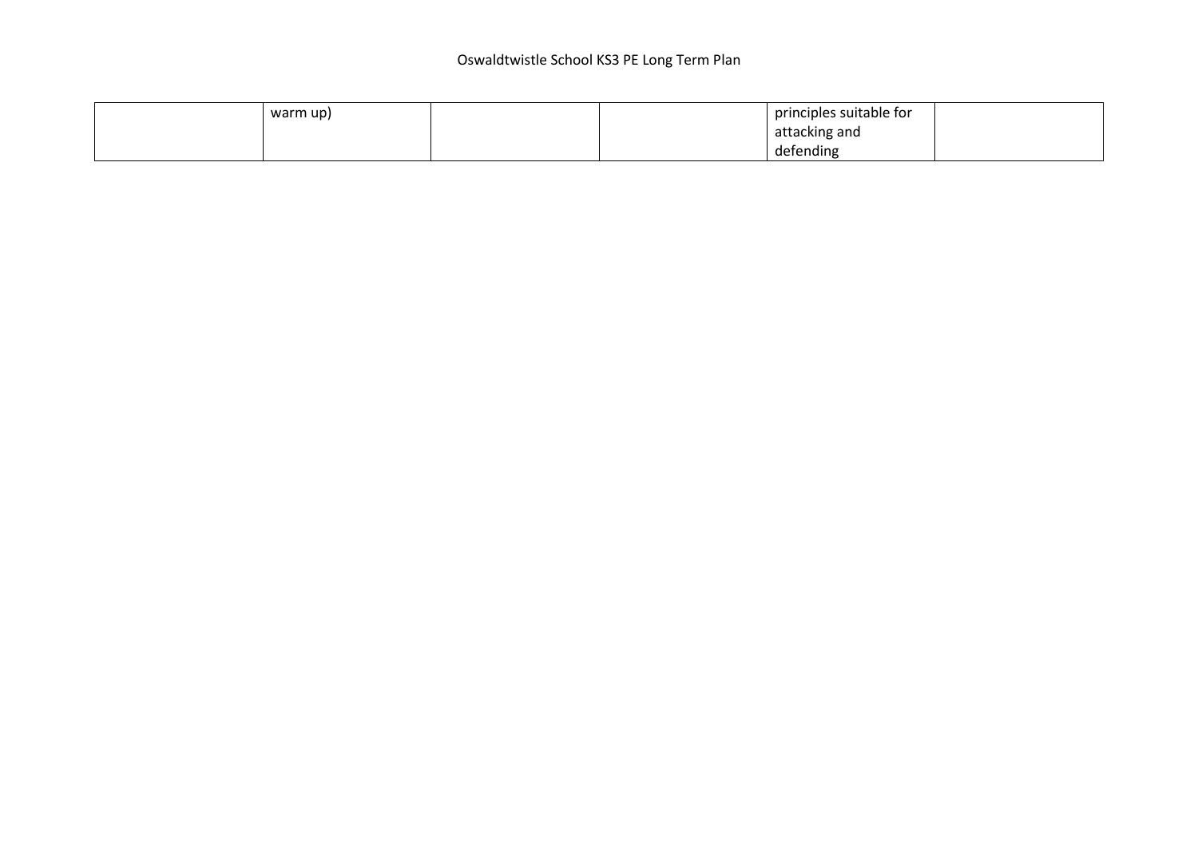| | | | | | |
|---|---|---|---|---|---|
| | warm up) | | | principles suitable for attacking and defending | |